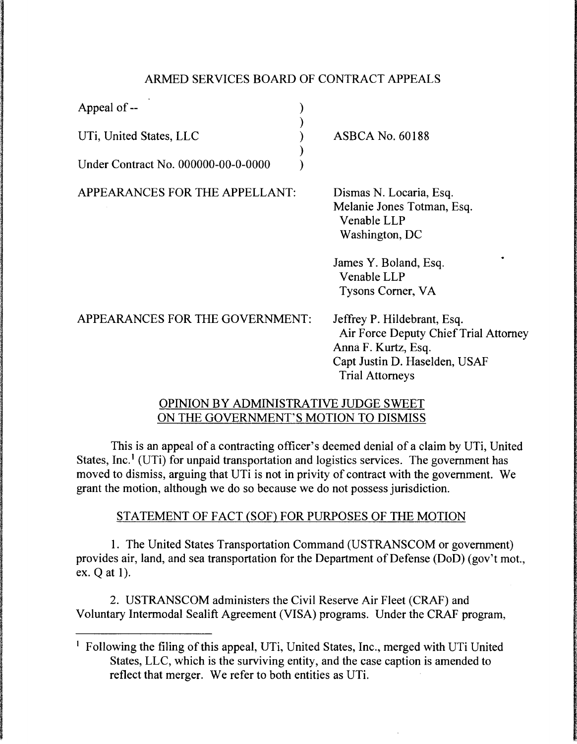ARMED SERVICES BOARD OF CONTRACT APPEALS

| | | |
|---|---|---|
| Appeal of -- | ) | |
| | ) | |
| UTi, United States, LLC | ) | ASBCA No. 60188 |
| | ) | |
| Under Contract No. 000000-00-0-0000 | ) | |

APPEARANCES FOR THE APPELLANT:

Dismas N. Locaria, Esq.
Melanie Jones Totman, Esq.
Venable LLP
Washington, DC

James Y. Boland, Esq.
Venable LLP
Tysons Corner, VA

APPEARANCES FOR THE GOVERNMENT:

Jeffrey P. Hildebrant, Esq.
Air Force Deputy Chief Trial Attorney
Anna F. Kurtz, Esq.
Capt Justin D. Haselden, USAF
Trial Attorneys

OPINION BY ADMINISTRATIVE JUDGE SWEET
ON THE GOVERNMENT'S MOTION TO DISMISS

This is an appeal of a contracting officer's deemed denial of a claim by UTi, United States, Inc.[1] (UTi) for unpaid transportation and logistics services. The government has moved to dismiss, arguing that UTi is not in privity of contract with the government. We grant the motion, although we do so because we do not possess jurisdiction.

STATEMENT OF FACT (SOF) FOR PURPOSES OF THE MOTION

1. The United States Transportation Command (USTRANSCOM or government) provides air, land, and sea transportation for the Department of Defense (DoD) (gov't mot., ex. Q at 1).

2. USTRANSCOM administers the Civil Reserve Air Fleet (CRAF) and Voluntary Intermodal Sealift Agreement (VISA) programs. Under the CRAF program,

[1] Following the filing of this appeal, UTi, United States, Inc., merged with UTi United States, LLC, which is the surviving entity, and the case caption is amended to reflect that merger. We refer to both entities as UTi.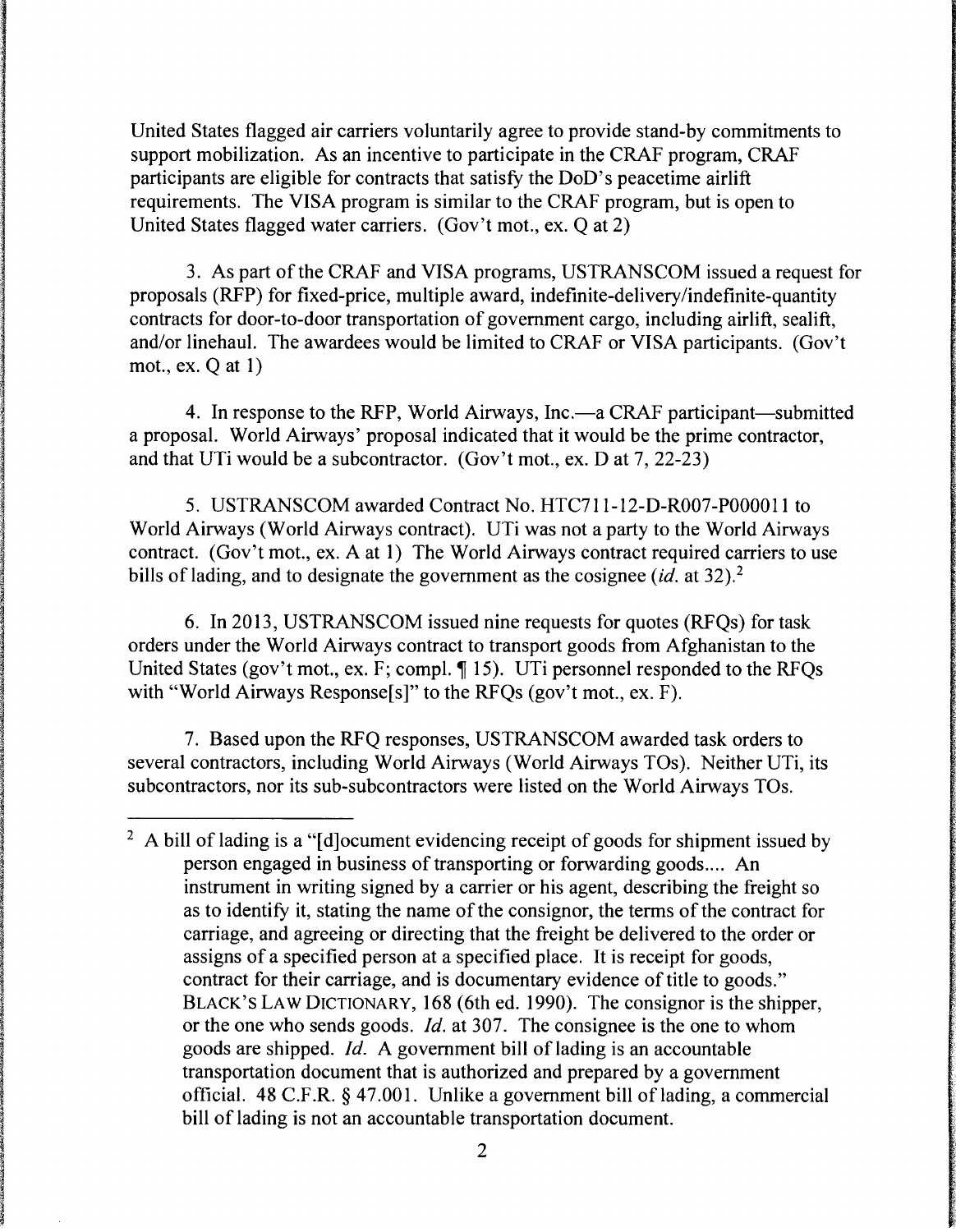United States flagged air carriers voluntarily agree to provide stand-by commitments to support mobilization. As an incentive to participate in the CRAF program, CRAF participants are eligible for contracts that satisfy the DoD's peacetime airlift requirements. The VISA program is similar to the CRAF program, but is open to United States flagged water carriers. (Gov't mot., ex. Q at 2)

3. As part of the CRAF and VISA programs, USTRANSCOM issued a request for proposals (RFP) for fixed-price, multiple award, indefinite-delivery/indefinite-quantity contracts for door-to-door transportation of government cargo, including airlift, sealift, and/or linehaul. The awardees would be limited to CRAF or VISA participants. (Gov't mot., ex. Q at 1)

4. In response to the RFP, World Airways, Inc.—a CRAF participant—submitted a proposal. World Airways' proposal indicated that it would be the prime contractor, and that UTi would be a subcontractor. (Gov't mot., ex. D at 7, 22-23)

5. USTRANSCOM awarded Contract No. HTC711-12-D-R007-P000011 to World Airways (World Airways contract). UTi was not a party to the World Airways contract. (Gov't mot., ex. A at 1) The World Airways contract required carriers to use bills of lading, and to designate the government as the cosignee (*id.* at 32).[2]

6. In 2013, USTRANSCOM issued nine requests for quotes (RFQs) for task orders under the World Airways contract to transport goods from Afghanistan to the United States (gov't mot., ex. F; compl. ¶ 15). UTi personnel responded to the RFQs with "World Airways Response[s]" to the RFQs (gov't mot., ex. F).

7. Based upon the RFQ responses, USTRANSCOM awarded task orders to several contractors, including World Airways (World Airways TOs). Neither UTi, its subcontractors, nor its sub-subcontractors were listed on the World Airways TOs.

---

[2] A bill of lading is a "[d]ocument evidencing receipt of goods for shipment issued by person engaged in business of transporting or forwarding goods.... An instrument in writing signed by a carrier or his agent, describing the freight so as to identify it, stating the name of the consignor, the terms of the contract for carriage, and agreeing or directing that the freight be delivered to the order or assigns of a specified person at a specified place. It is receipt for goods, contract for their carriage, and is documentary evidence of title to goods." BLACK'S LAW DICTIONARY, 168 (6th ed. 1990). The consignor is the shipper, or the one who sends goods. *Id.* at 307. The consignee is the one to whom goods are shipped. *Id.* A government bill of lading is an accountable transportation document that is authorized and prepared by a government official. 48 C.F.R. § 47.001. Unlike a government bill of lading, a commercial bill of lading is not an accountable transportation document.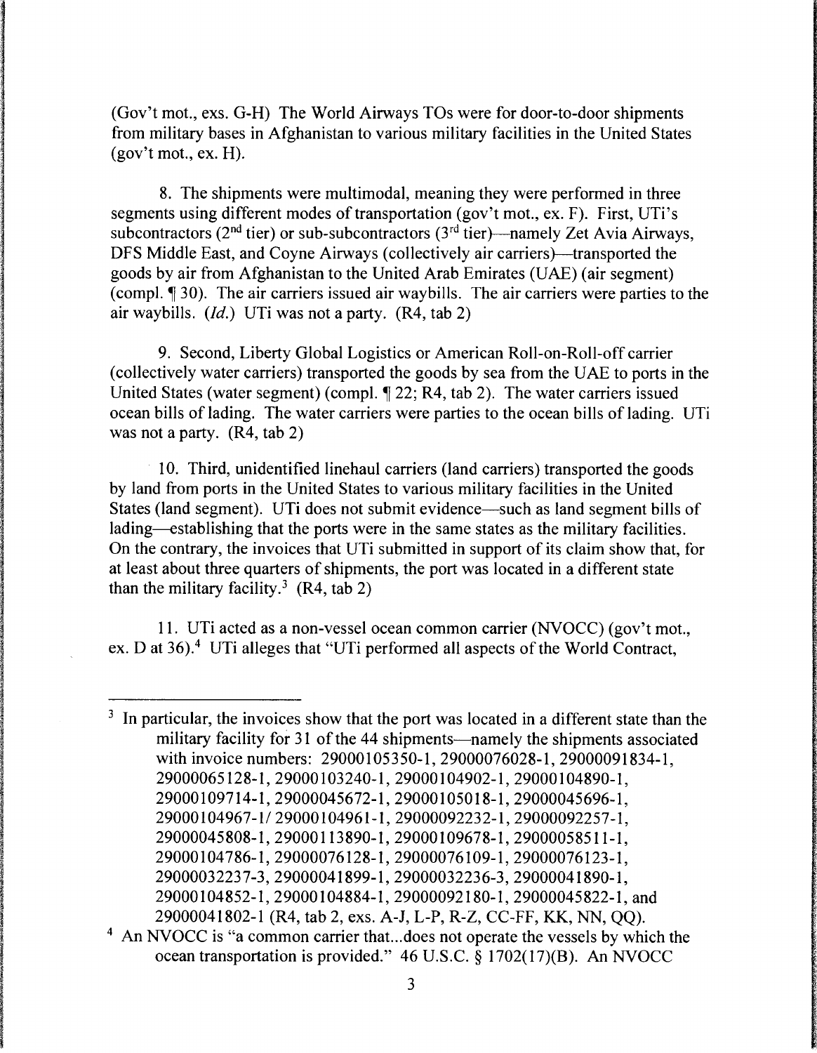(Gov't mot., exs. G-H) The World Airways TOs were for door-to-door shipments from military bases in Afghanistan to various military facilities in the United States (gov't mot., ex. H).

8. The shipments were multimodal, meaning they were performed in three segments using different modes of transportation (gov't mot., ex. F). First, UTi's subcontractors (2nd tier) or sub-subcontractors (3rd tier)—namely Zet Avia Airways, DFS Middle East, and Coyne Airways (collectively air carriers)—transported the goods by air from Afghanistan to the United Arab Emirates (UAE) (air segment) (compl. ¶ 30). The air carriers issued air waybills. The air carriers were parties to the air waybills. (*Id.*) UTi was not a party. (R4, tab 2)

9. Second, Liberty Global Logistics or American Roll-on-Roll-off carrier (collectively water carriers) transported the goods by sea from the UAE to ports in the United States (water segment) (compl. ¶ 22; R4, tab 2). The water carriers issued ocean bills of lading. The water carriers were parties to the ocean bills of lading. UTi was not a party. (R4, tab 2)

10. Third, unidentified linehaul carriers (land carriers) transported the goods by land from ports in the United States to various military facilities in the United States (land segment). UTi does not submit evidence—such as land segment bills of lading—establishing that the ports were in the same states as the military facilities. On the contrary, the invoices that UTi submitted in support of its claim show that, for at least about three quarters of shipments, the port was located in a different state than the military facility.[3] (R4, tab 2)

11. UTi acted as a non-vessel ocean common carrier (NVOCC) (gov't mot., ex. D at 36).[4] UTi alleges that "UTi performed all aspects of the World Contract,

---

[3] In particular, the invoices show that the port was located in a different state than the military facility for 31 of the 44 shipments—namely the shipments associated with invoice numbers: 29000105350-1, 29000076028-1, 29000091834-1, 29000065128-1, 29000103240-1, 29000104902-1, 29000104890-1, 29000109714-1, 29000045672-1, 29000105018-1, 29000045696-1, 29000104967-1/ 29000104961-1, 29000092232-1, 29000092257-1, 29000045808-1, 29000113890-1, 29000109678-1, 29000058511-1, 29000104786-1, 29000076128-1, 29000076109-1, 29000076123-1, 29000032237-3, 29000041899-1, 29000032236-3, 29000041890-1, 29000104852-1, 29000104884-1, 29000092180-1, 29000045822-1, and 29000041802-1 (R4, tab 2, exs. A-J, L-P, R-Z, CC-FF, KK, NN, QQ).

[4] An NVOCC is "a common carrier that...does not operate the vessels by which the ocean transportation is provided." 46 U.S.C. § 1702(17)(B). An NVOCC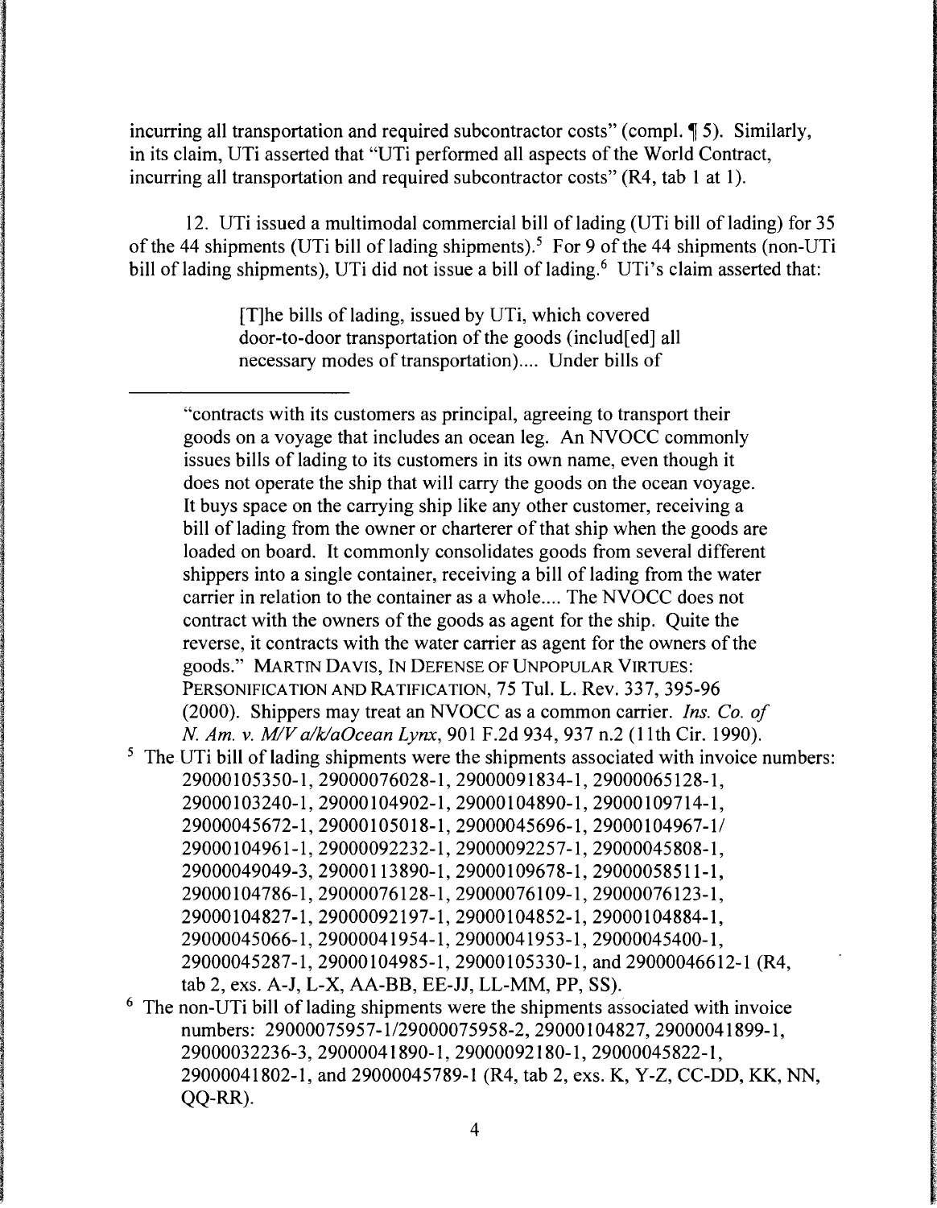incurring all transportation and required subcontractor costs" (compl. ¶ 5). Similarly, in its claim, UTi asserted that "UTi performed all aspects of the World Contract, incurring all transportation and required subcontractor costs" (R4, tab 1 at 1).

12. UTi issued a multimodal commercial bill of lading (UTi bill of lading) for 35 of the 44 shipments (UTi bill of lading shipments).[5] For 9 of the 44 shipments (non-UTi bill of lading shipments), UTi did not issue a bill of lading.[6] UTi's claim asserted that:

> [T]he bills of lading, issued by UTi, which covered door-to-door transportation of the goods (includ[ed] all necessary modes of transportation).... Under bills of

---

"contracts with its customers as principal, agreeing to transport their goods on a voyage that includes an ocean leg. An NVOCC commonly issues bills of lading to its customers in its own name, even though it does not operate the ship that will carry the goods on the ocean voyage. It buys space on the carrying ship like any other customer, receiving a bill of lading from the owner or charterer of that ship when the goods are loaded on board. It commonly consolidates goods from several different shippers into a single container, receiving a bill of lading from the water carrier in relation to the container as a whole.... The NVOCC does not contract with the owners of the goods as agent for the ship. Quite the reverse, it contracts with the water carrier as agent for the owners of the goods." MARTIN DAVIS, IN DEFENSE OF UNPOPULAR VIRTUES: PERSONIFICATION AND RATIFICATION, 75 Tul. L. Rev. 337, 395-96 (2000). Shippers may treat an NVOCC as a common carrier. *Ins. Co. of N. Am. v. M/V a/k/aOcean Lynx*, 901 F.2d 934, 937 n.2 (11th Cir. 1990).

[5] The UTi bill of lading shipments were the shipments associated with invoice numbers: 29000105350-1, 29000076028-1, 29000091834-1, 29000065128-1, 29000103240-1, 29000104902-1, 29000104890-1, 29000109714-1, 29000045672-1, 29000105018-1, 29000045696-1, 29000104967-1/ 29000104961-1, 29000092232-1, 29000092257-1, 29000045808-1, 29000049049-3, 29000113890-1, 29000109678-1, 29000058511-1, 29000104786-1, 29000076128-1, 29000076109-1, 29000076123-1, 29000104827-1, 29000092197-1, 29000104852-1, 29000104884-1, 29000045066-1, 29000041954-1, 29000041953-1, 29000045400-1, 29000045287-1, 29000104985-1, 29000105330-1, and 29000046612-1 (R4, tab 2, exs. A-J, L-X, AA-BB, EE-JJ, LL-MM, PP, SS).

[6] The non-UTi bill of lading shipments were the shipments associated with invoice numbers: 29000075957-1/29000075958-2, 29000104827, 29000041899-1, 29000032236-3, 29000041890-1, 29000092180-1, 29000045822-1, 29000041802-1, and 29000045789-1 (R4, tab 2, exs. K, Y-Z, CC-DD, KK, NN, QQ-RR).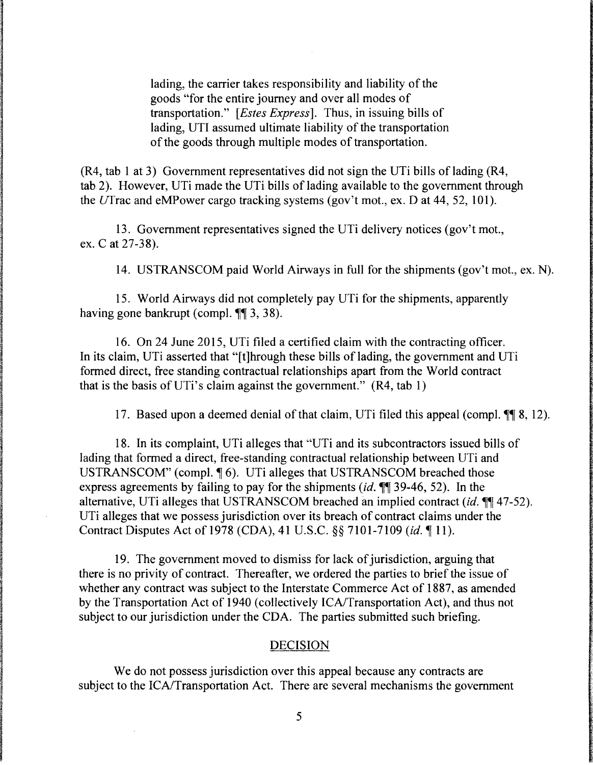> lading, the carrier takes responsibility and liability of the goods "for the entire journey and over all modes of transportation." [*Estes Express*]. Thus, in issuing bills of lading, UTI assumed ultimate liability of the transportation of the goods through multiple modes of transportation.

(R4, tab 1 at 3) Government representatives did not sign the UTi bills of lading (R4, tab 2). However, UTi made the UTi bills of lading available to the government through the *U*Trac and eMPower cargo tracking systems (gov't mot., ex. D at 44, 52, 101).

13. Government representatives signed the UTi delivery notices (gov't mot., ex. C at 27-38).

14. USTRANSCOM paid World Airways in full for the shipments (gov't mot., ex. N).

15. World Airways did not completely pay UTi for the shipments, apparently having gone bankrupt (compl. ¶¶ 3, 38).

16. On 24 June 2015, UTi filed a certified claim with the contracting officer. In its claim, UTi asserted that "[t]hrough these bills of lading, the government and UTi formed direct, free standing contractual relationships apart from the World contract that is the basis of UTi's claim against the government." (R4, tab 1)

17. Based upon a deemed denial of that claim, UTi filed this appeal (compl. ¶¶ 8, 12).

18. In its complaint, UTi alleges that "UTi and its subcontractors issued bills of lading that formed a direct, free-standing contractual relationship between UTi and USTRANSCOM" (compl. ¶ 6). UTi alleges that USTRANSCOM breached those express agreements by failing to pay for the shipments (*id.* ¶¶ 39-46, 52). In the alternative, UTi alleges that USTRANSCOM breached an implied contract (*id.* ¶¶ 47-52). UTi alleges that we possess jurisdiction over its breach of contract claims under the Contract Disputes Act of 1978 (CDA), 41 U.S.C. §§ 7101-7109 (*id.* ¶ 11).

19. The government moved to dismiss for lack of jurisdiction, arguing that there is no privity of contract. Thereafter, we ordered the parties to brief the issue of whether any contract was subject to the Interstate Commerce Act of 1887, as amended by the Transportation Act of 1940 (collectively ICA/Transportation Act), and thus not subject to our jurisdiction under the CDA. The parties submitted such briefing.

## DECISION

We do not possess jurisdiction over this appeal because any contracts are subject to the ICA/Transportation Act. There are several mechanisms the government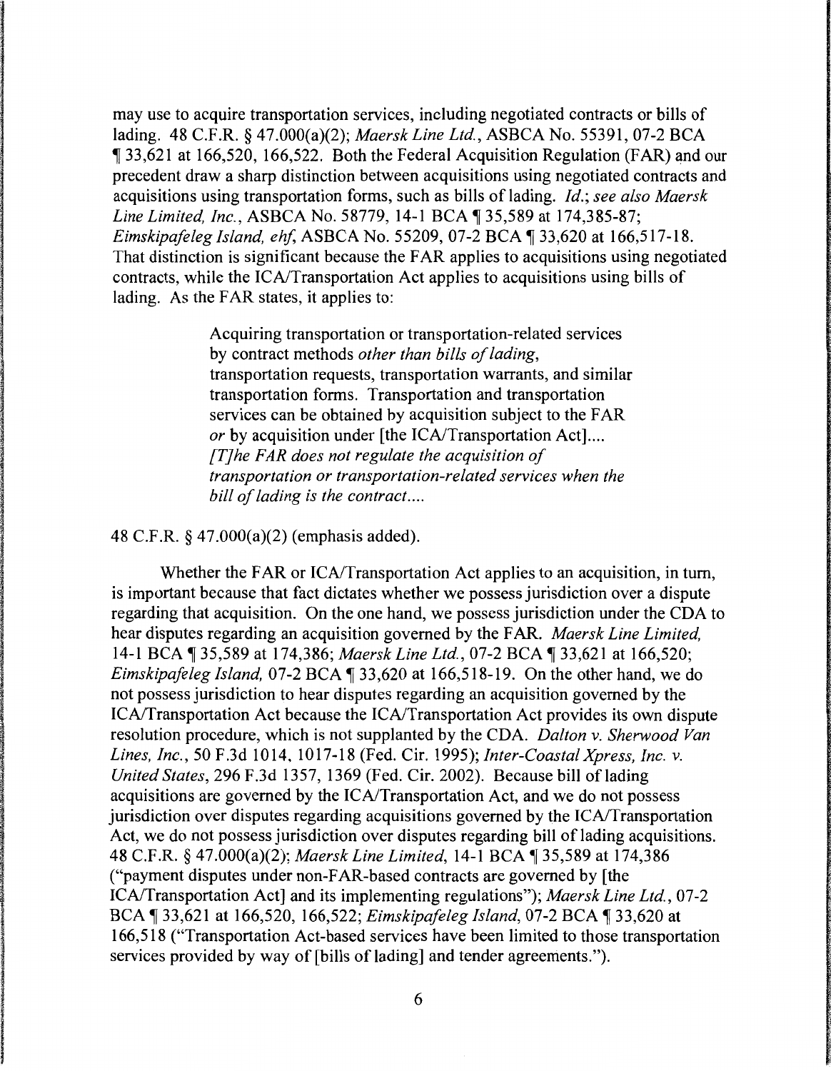may use to acquire transportation services, including negotiated contracts or bills of lading. 48 C.F.R. § 47.000(a)(2); *Maersk Line Ltd.*, ASBCA No. 55391, 07-2 BCA ¶ 33,621 at 166,520, 166,522. Both the Federal Acquisition Regulation (FAR) and our precedent draw a sharp distinction between acquisitions using negotiated contracts and acquisitions using transportation forms, such as bills of lading. *Id.*; *see also Maersk Line Limited, Inc.*, ASBCA No. 58779, 14-1 BCA ¶ 35,589 at 174,385-87; *Eimskipafeleg Island, ehf*, ASBCA No. 55209, 07-2 BCA ¶ 33,620 at 166,517-18. That distinction is significant because the FAR applies to acquisitions using negotiated contracts, while the ICA/Transportation Act applies to acquisitions using bills of lading. As the FAR states, it applies to:

> Acquiring transportation or transportation-related services by contract methods *other than bills of lading*, transportation requests, transportation warrants, and similar transportation forms. Transportation and transportation services can be obtained by acquisition subject to the FAR *or* by acquisition under [the ICA/Transportation Act].... *[T]he FAR does not regulate the acquisition of transportation or transportation-related services when the bill of lading is the contract....*

48 C.F.R. § 47.000(a)(2) (emphasis added).

Whether the FAR or ICA/Transportation Act applies to an acquisition, in turn, is important because that fact dictates whether we possess jurisdiction over a dispute regarding that acquisition. On the one hand, we possess jurisdiction under the CDA to hear disputes regarding an acquisition governed by the FAR. *Maersk Line Limited*, 14-1 BCA ¶ 35,589 at 174,386; *Maersk Line Ltd.*, 07-2 BCA ¶ 33,621 at 166,520; *Eimskipafeleg Island*, 07-2 BCA ¶ 33,620 at 166,518-19. On the other hand, we do not possess jurisdiction to hear disputes regarding an acquisition governed by the ICA/Transportation Act because the ICA/Transportation Act provides its own dispute resolution procedure, which is not supplanted by the CDA. *Dalton v. Sherwood Van Lines, Inc.*, 50 F.3d 1014, 1017-18 (Fed. Cir. 1995); *Inter-Coastal Xpress, Inc. v. United States*, 296 F.3d 1357, 1369 (Fed. Cir. 2002). Because bill of lading acquisitions are governed by the ICA/Transportation Act, and we do not possess jurisdiction over disputes regarding acquisitions governed by the ICA/Transportation Act, we do not possess jurisdiction over disputes regarding bill of lading acquisitions. 48 C.F.R. § 47.000(a)(2); *Maersk Line Limited*, 14-1 BCA ¶ 35,589 at 174,386 ("payment disputes under non-FAR-based contracts are governed by [the ICA/Transportation Act] and its implementing regulations"); *Maersk Line Ltd.*, 07-2 BCA ¶ 33,621 at 166,520, 166,522; *Eimskipafeleg Island*, 07-2 BCA ¶ 33,620 at 166,518 ("Transportation Act-based services have been limited to those transportation services provided by way of [bills of lading] and tender agreements.").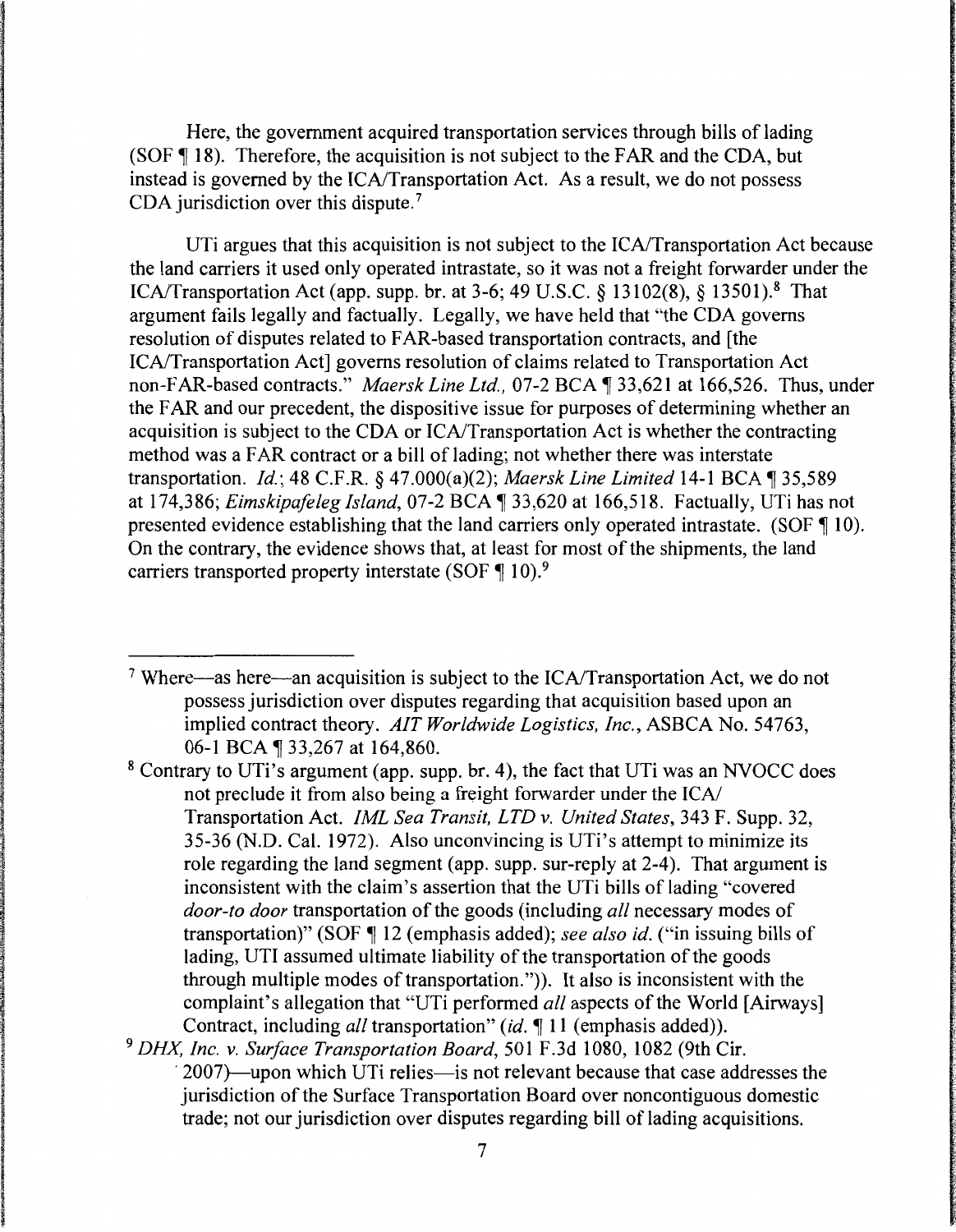Here, the government acquired transportation services through bills of lading (SOF ¶ 18). Therefore, the acquisition is not subject to the FAR and the CDA, but instead is governed by the ICA/Transportation Act. As a result, we do not possess CDA jurisdiction over this dispute.[7]

UTi argues that this acquisition is not subject to the ICA/Transportation Act because the land carriers it used only operated intrastate, so it was not a freight forwarder under the ICA/Transportation Act (app. supp. br. at 3-6; 49 U.S.C. § 13102(8), § 13501).[8] That argument fails legally and factually. Legally, we have held that "the CDA governs resolution of disputes related to FAR-based transportation contracts, and [the ICA/Transportation Act] governs resolution of claims related to Transportation Act non-FAR-based contracts." *Maersk Line Ltd.,* 07-2 BCA ¶ 33,621 at 166,526. Thus, under the FAR and our precedent, the dispositive issue for purposes of determining whether an acquisition is subject to the CDA or ICA/Transportation Act is whether the contracting method was a FAR contract or a bill of lading; not whether there was interstate transportation. *Id.*; 48 C.F.R. § 47.000(a)(2); *Maersk Line Limited* 14-1 BCA ¶ 35,589 at 174,386; *Eimskipafeleg Island,* 07-2 BCA ¶ 33,620 at 166,518. Factually, UTi has not presented evidence establishing that the land carriers only operated intrastate. (SOF ¶ 10). On the contrary, the evidence shows that, at least for most of the shipments, the land carriers transported property interstate (SOF ¶ 10).[9]

---

[7] Where—as here—an acquisition is subject to the ICA/Transportation Act, we do not possess jurisdiction over disputes regarding that acquisition based upon an implied contract theory. *AIT Worldwide Logistics, Inc.*, ASBCA No. 54763, 06-1 BCA ¶ 33,267 at 164,860.

[8] Contrary to UTi's argument (app. supp. br. 4), the fact that UTi was an NVOCC does not preclude it from also being a freight forwarder under the ICA/ Transportation Act. *IML Sea Transit, LTD v. United States*, 343 F. Supp. 32, 35-36 (N.D. Cal. 1972). Also unconvincing is UTi's attempt to minimize its role regarding the land segment (app. supp. sur-reply at 2-4). That argument is inconsistent with the claim's assertion that the UTi bills of lading "covered *door-to door* transportation of the goods (including *all* necessary modes of transportation)" (SOF ¶ 12 (emphasis added); *see also id.* ("in issuing bills of lading, UTI assumed ultimate liability of the transportation of the goods through multiple modes of transportation.")). It also is inconsistent with the complaint's allegation that "UTi performed *all* aspects of the World [Airways] Contract, including *all* transportation" (*id.* ¶ 11 (emphasis added)).

[9] *DHX, Inc. v. Surface Transportation Board*, 501 F.3d 1080, 1082 (9th Cir. 2007)—upon which UTi relies—is not relevant because that case addresses the jurisdiction of the Surface Transportation Board over noncontiguous domestic trade; not our jurisdiction over disputes regarding bill of lading acquisitions.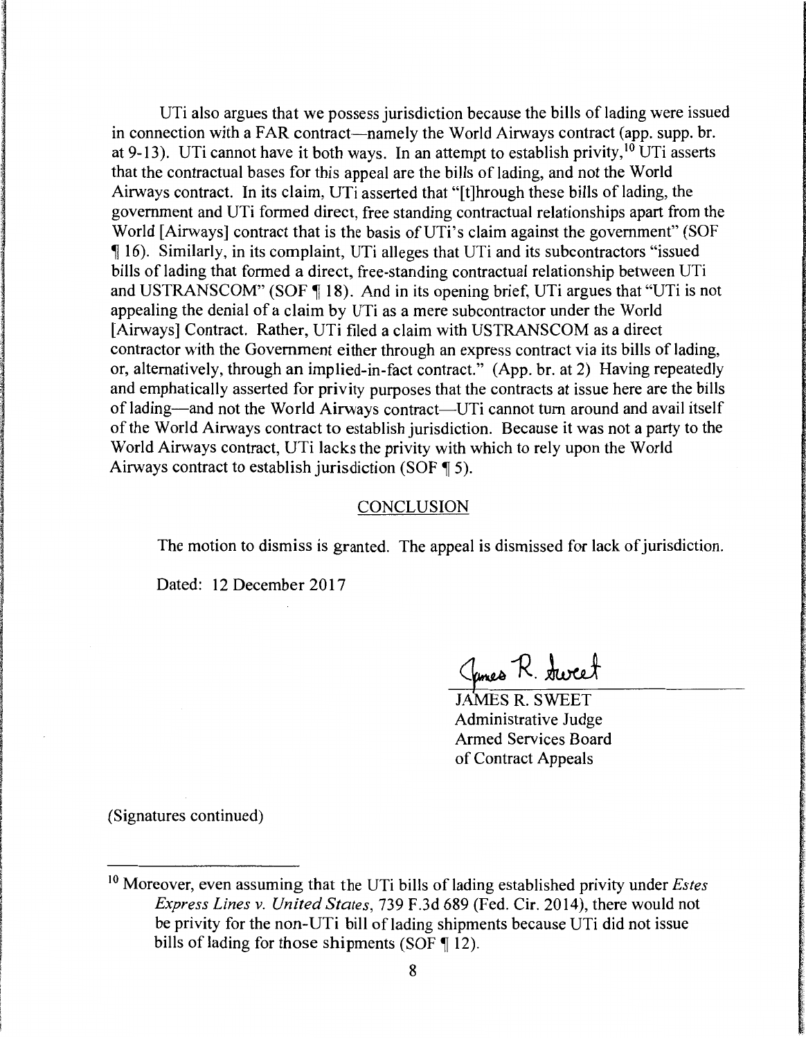UTi also argues that we possess jurisdiction because the bills of lading were issued in connection with a FAR contract—namely the World Airways contract (app. supp. br. at 9-13). UTi cannot have it both ways. In an attempt to establish privity,[10] UTi asserts that the contractual bases for this appeal are the bills of lading, and not the World Airways contract. In its claim, UTi asserted that "[t]hrough these bills of lading, the government and UTi formed direct, free standing contractual relationships apart from the World [Airways] contract that is the basis of UTi's claim against the government" (SOF ¶ 16). Similarly, in its complaint, UTi alleges that UTi and its subcontractors "issued bills of lading that formed a direct, free-standing contractual relationship between UTi and USTRANSCOM" (SOF ¶ 18). And in its opening brief, UTi argues that "UTi is not appealing the denial of a claim by UTi as a mere subcontractor under the World [Airways] Contract. Rather, UTi filed a claim with USTRANSCOM as a direct contractor with the Government either through an express contract via its bills of lading, or, alternatively, through an implied-in-fact contract." (App. br. at 2) Having repeatedly and emphatically asserted for privity purposes that the contracts at issue here are the bills of lading—and not the World Airways contract—UTi cannot turn around and avail itself of the World Airways contract to establish jurisdiction. Because it was not a party to the World Airways contract, UTi lacks the privity with which to rely upon the World Airways contract to establish jurisdiction (SOF ¶ 5).

## CONCLUSION

The motion to dismiss is granted. The appeal is dismissed for lack of jurisdiction.

Dated: 12 December 2017

JAMES R. SWEET
Administrative Judge
Armed Services Board
of Contract Appeals

(Signatures continued)

---

[10] Moreover, even assuming that the UTi bills of lading established privity under *Estes Express Lines v. United States*, 739 F.3d 689 (Fed. Cir. 2014), there would not be privity for the non-UTi bill of lading shipments because UTi did not issue bills of lading for those shipments (SOF ¶ 12).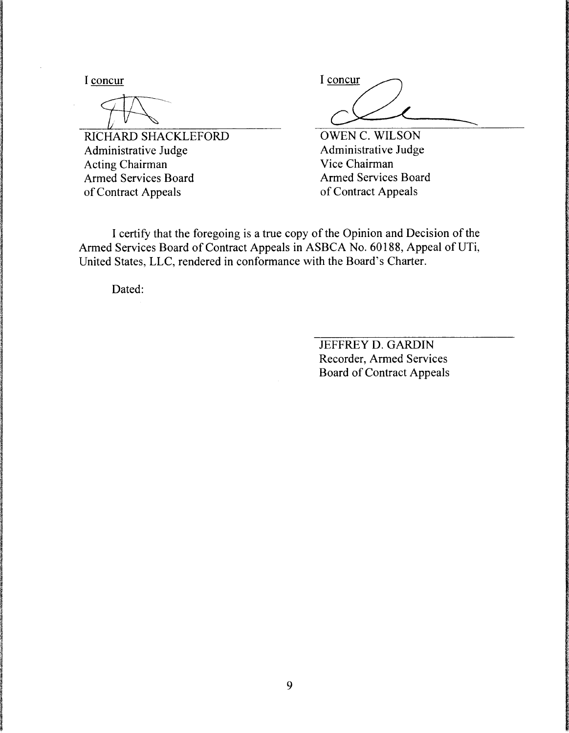I concur

RICHARD SHACKLEFORD
Administrative Judge
Acting Chairman
Armed Services Board
of Contract Appeals

I concur

OWEN C. WILSON
Administrative Judge
Vice Chairman
Armed Services Board
of Contract Appeals

I certify that the foregoing is a true copy of the Opinion and Decision of the Armed Services Board of Contract Appeals in ASBCA No. 60188, Appeal of UTi, United States, LLC, rendered in conformance with the Board's Charter.

Dated:

JEFFREY D. GARDIN
Recorder, Armed Services
Board of Contract Appeals